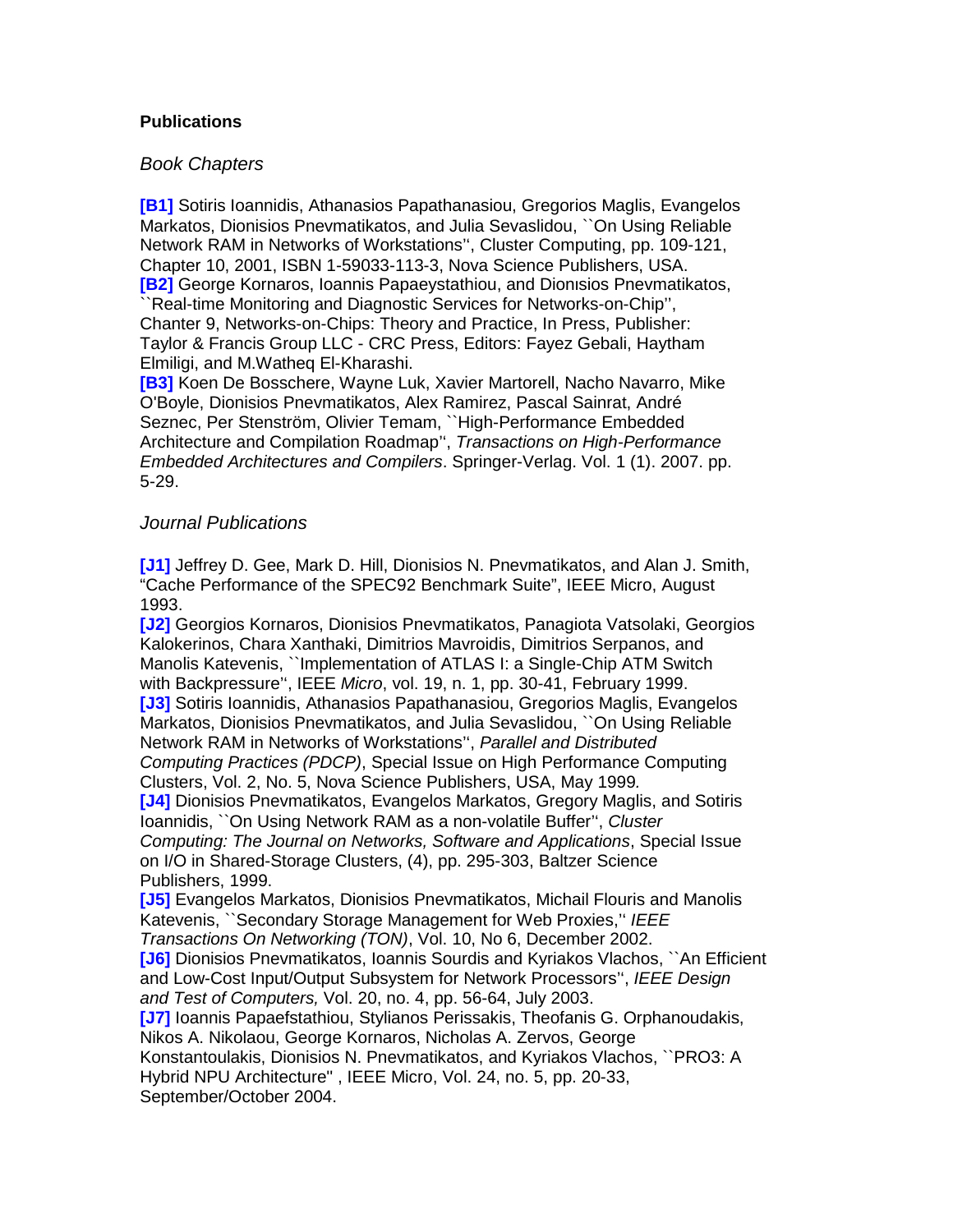**Publications**

### *Book Chapters*

**[B1]** Sotiris Ioannidis, Athanasios Papathanasiou, Gregorios Maglis, Evangelos Markatos, Dionisios Pnevmatikatos, and Julia Sevaslidou, ``On Using Reliable Network RAM in Networks of Workstations'', Cluster Computing, pp. 109-121, Chapter 10, 2001, ISBN 1-59033-113-3, Nova Science Publishers, USA.
**[B2]** George Kornaros, Ioannis Papaeystathiou, and Dionısios Pnevmatikatos, ``Real-time Monitoring and Diagnostic Services for Networks-on-Chip'', Chanter 9, Networks-on-Chips: Theory and Practice, In Press, Publisher: Taylor & Francis Group LLC - CRC Press, Editors: Fayez Gebali, Haytham Elmiligi, and M.Watheq El-Kharashi.
**[B3]** Koen De Bosschere, Wayne Luk, Xavier Martorell, Nacho Navarro, Mike O'Boyle, Dionisios Pnevmatikatos, Alex Ramirez, Pascal Sainrat, André Seznec, Per Stenström, Olivier Temam, ``High-Performance Embedded Architecture and Compilation Roadmap'', *Transactions on High-Performance Embedded Architectures and Compilers*. Springer-Verlag. Vol. 1 (1). 2007. pp. 5-29.

### *Journal Publications*

**[J1]** Jeffrey D. Gee, Mark D. Hill, Dionisios N. Pnevmatikatos, and Alan J. Smith, "Cache Performance of the SPEC92 Benchmark Suite", IEEE Micro, August 1993.
**[J2]** Georgios Kornaros, Dionisios Pnevmatikatos, Panagiota Vatsolaki, Georgios Kalokerinos, Chara Xanthaki, Dimitrios Mavroidis, Dimitrios Serpanos, and Manolis Katevenis, ``Implementation of ATLAS I: a Single-Chip ATM Switch with Backpressure'', IEEE *Micro*, vol. 19, n. 1, pp. 30-41, February 1999.
**[J3]** Sotiris Ioannidis, Athanasios Papathanasiou, Gregorios Maglis, Evangelos Markatos, Dionisios Pnevmatikatos, and Julia Sevaslidou, ``On Using Reliable Network RAM in Networks of Workstations'', *Parallel and Distributed Computing Practices (PDCP)*, Special Issue on High Performance Computing Clusters, Vol. 2, No. 5, Nova Science Publishers, USA, May 1999*.*
**[J4]** Dionisios Pnevmatikatos, Evangelos Markatos, Gregory Maglis, and Sotiris Ioannidis, ``On Using Network RAM as a non-volatile Buffer'', *Cluster Computing: The Journal on Networks, Software and Applications*, Special Issue on I/O in Shared-Storage Clusters, (4), pp. 295-303, Baltzer Science Publishers, 1999*.*
**[J5]** Evangelos Markatos, Dionisios Pnevmatikatos, Michail Flouris and Manolis Katevenis, ``Secondary Storage Management for Web Proxies,'' *IEEE Transactions On Networking (TON)*, Vol. 10, No 6, December 2002.
**[J6]** Dionisios Pnevmatikatos, Ioannis Sourdis and Kyriakos Vlachos, ``An Efficient and Low-Cost Input/Output Subsystem for Network Processors'', *IEEE Design and Test of Computers,* Vol. 20, no. 4, pp. 56-64, July 2003.
**[J7]** Ioannis Papaefstathiou, Stylianos Perissakis, Theofanis G. Orphanoudakis, Nikos A. Nikolaou, George Kornaros, Nicholas A. Zervos, George Konstantoulakis, Dionisios N. Pnevmatikatos, and Kyriakos Vlachos, ``PRO3: A Hybrid NPU Architecture'' , IEEE Micro, Vol. 24, no. 5, pp. 20-33, September/October 2004.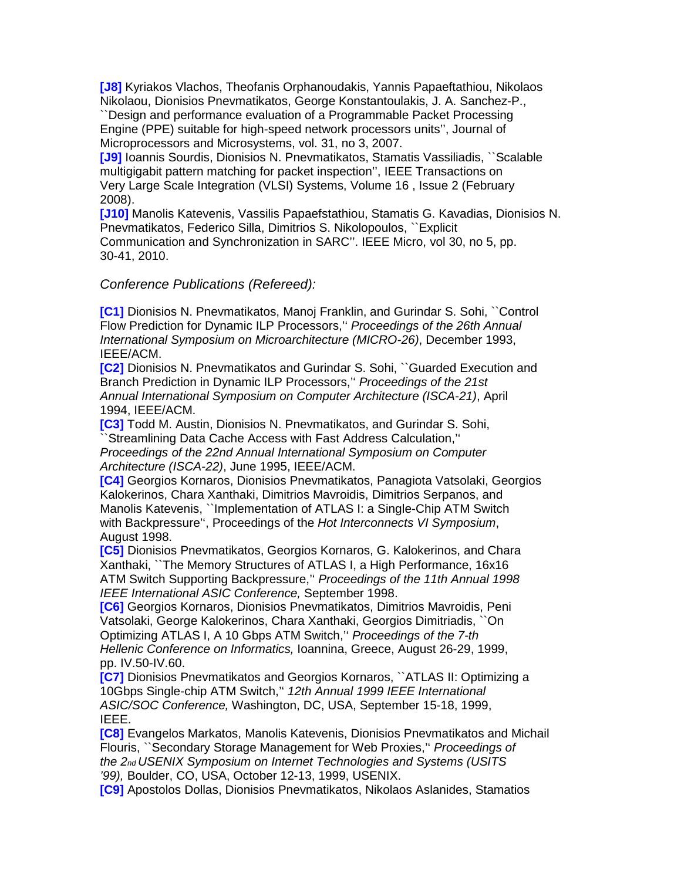**[J8]** Kyriakos Vlachos, Theofanis Orphanoudakis, Yannis Papaeftathiou, Nikolaos Nikolaou, Dionisios Pnevmatikatos, George Konstantoulakis, J. A. Sanchez-P., ``Design and performance evaluation of a Programmable Packet Processing Engine (PPE) suitable for high-speed network processors units'', Journal of Microprocessors and Microsystems, vol. 31, no 3, 2007.
**[J9]** Ioannis Sourdis, Dionisios N. Pnevmatikatos, Stamatis Vassiliadis, ``Scalable multigigabit pattern matching for packet inspection'', IEEE Transactions on Very Large Scale Integration (VLSI) Systems, Volume 16 , Issue 2 (February 2008).
**[J10]** Manolis Katevenis, Vassilis Papaefstathiou, Stamatis G. Kavadias, Dionisios N. Pnevmatikatos, Federico Silla, Dimitrios S. Nikolopoulos, ``Explicit Communication and Synchronization in SARC''. IEEE Micro, vol 30, no 5, pp. 30-41, 2010.

*Conference Publications (Refereed):*

**[C1]** Dionisios N. Pnevmatikatos, Manoj Franklin, and Gurindar S. Sohi, ``Control Flow Prediction for Dynamic ILP Processors,'' *Proceedings of the 26th Annual International Symposium on Microarchitecture (MICRO-26)*, December 1993, IEEE/ACM.
**[C2]** Dionisios N. Pnevmatikatos and Gurindar S. Sohi, ``Guarded Execution and Branch Prediction in Dynamic ILP Processors,'' *Proceedings of the 21st Annual International Symposium on Computer Architecture (ISCA-21)*, April 1994, IEEE/ACM.
**[C3]** Todd M. Austin, Dionisios N. Pnevmatikatos, and Gurindar S. Sohi, ``Streamlining Data Cache Access with Fast Address Calculation,'' *Proceedings of the 22nd Annual International Symposium on Computer Architecture (ISCA-22)*, June 1995, IEEE/ACM.
**[C4]** Georgios Kornaros, Dionisios Pnevmatikatos, Panagiota Vatsolaki, Georgios Kalokerinos, Chara Xanthaki, Dimitrios Mavroidis, Dimitrios Serpanos, and Manolis Katevenis, ``Implementation of ATLAS I: a Single-Chip ATM Switch with Backpressure'', Proceedings of the *Hot Interconnects VI Symposium*, August 1998.
**[C5]** Dionisios Pnevmatikatos, Georgios Kornaros, G. Kalokerinos, and Chara Xanthaki, ``The Memory Structures of ATLAS I, a High Performance, 16x16 ATM Switch Supporting Backpressure,'' *Proceedings of the 11th Annual 1998 IEEE International ASIC Conference,* September 1998.
**[C6]** Georgios Kornaros, Dionisios Pnevmatikatos, Dimitrios Mavroidis, Peni Vatsolaki, George Kalokerinos, Chara Xanthaki, Georgios Dimitriadis, ``On Optimizing ATLAS I, A 10 Gbps ATM Switch,'' *Proceedings of the 7-th Hellenic Conference on Informatics,* Ioannina, Greece, August 26-29, 1999, pp. IV.50-IV.60.
**[C7]** Dionisios Pnevmatikatos and Georgios Kornaros, ``ATLAS II: Optimizing a 10Gbps Single-chip ATM Switch,'' *12th Annual 1999 IEEE International ASIC/SOC Conference,* Washington, DC, USA, September 15-18, 1999, IEEE.
**[C8]** Evangelos Markatos, Manolis Katevenis, Dionisios Pnevmatikatos and Michail Flouris, ``Secondary Storage Management for Web Proxies,'' *Proceedings of the 2nd USENIX Symposium on Internet Technologies and Systems (USITS '99),* Boulder, CO, USA, October 12-13, 1999, USENIX.
**[C9]** Apostolos Dollas, Dionisios Pnevmatikatos, Nikolaos Aslanides, Stamatios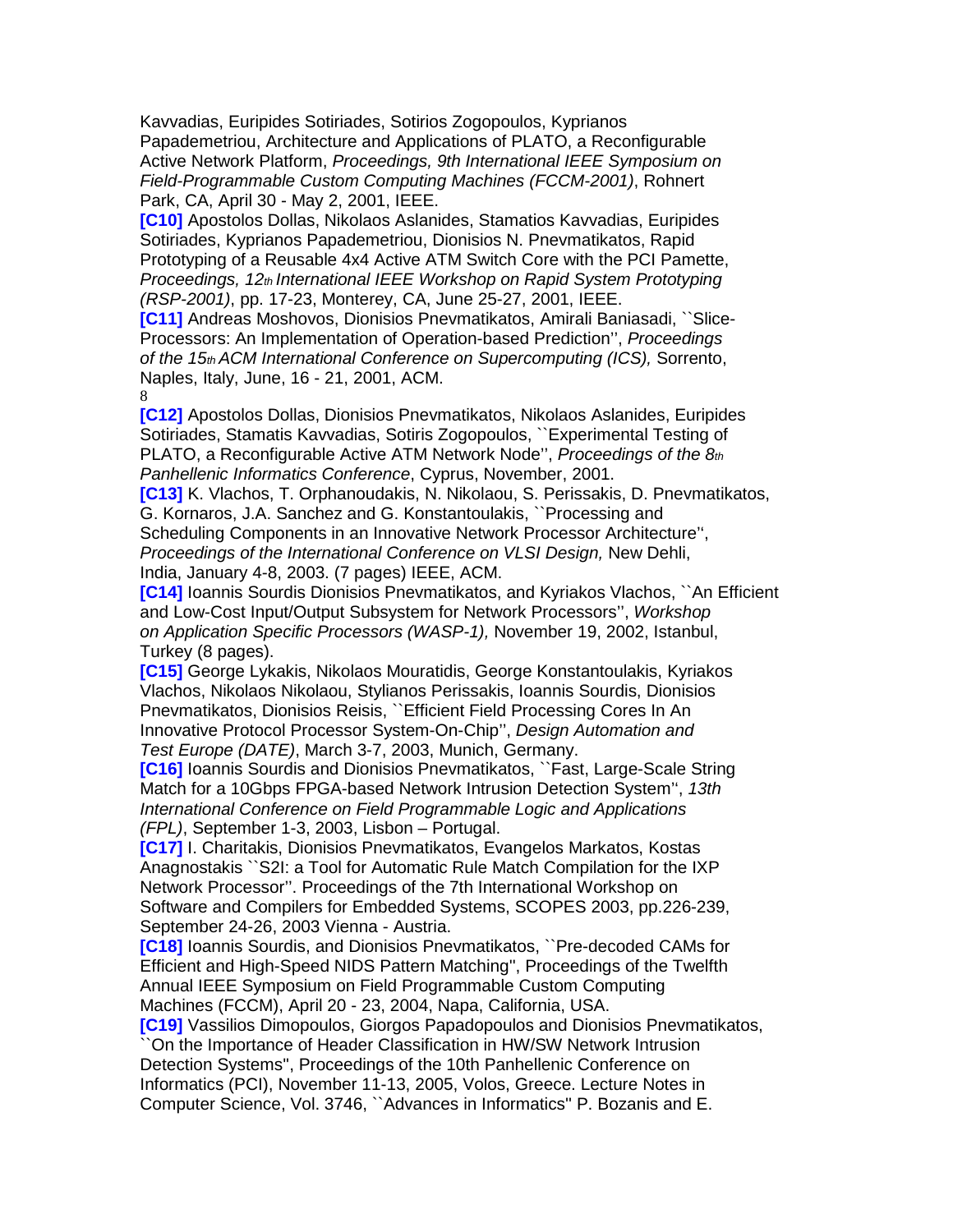Kavvadias, Euripides Sotiriades, Sotirios Zogopoulos, Kyprianos Papademetriou, Architecture and Applications of PLATO, a Reconfigurable Active Network Platform, *Proceedings, 9th International IEEE Symposium on Field-Programmable Custom Computing Machines (FCCM-2001)*, Rohnert Park, CA, April 30 - May 2, 2001, IEEE.

**[C10]** Apostolos Dollas, Nikolaos Aslanides, Stamatios Kavvadias, Euripides Sotiriades, Kyprianos Papademetriou, Dionisios N. Pnevmatikatos, Rapid Prototyping of a Reusable 4x4 Active ATM Switch Core with the PCI Pamette, *Proceedings, 12th International IEEE Workshop on Rapid System Prototyping (RSP-2001)*, pp. 17-23, Monterey, CA, June 25-27, 2001, IEEE.

**[C11]** Andreas Moshovos, Dionisios Pnevmatikatos, Amirali Baniasadi, ``Slice-Processors: An Implementation of Operation-based Prediction'', *Proceedings of the 15th ACM International Conference on Supercomputing (ICS),* Sorrento, Naples, Italy, June, 16 - 21, 2001, ACM.

**[C12]** Apostolos Dollas, Dionisios Pnevmatikatos, Nikolaos Aslanides, Euripides Sotiriades, Stamatis Kavvadias, Sotiris Zogopoulos, ``Experimental Testing of PLATO, a Reconfigurable Active ATM Network Node'', *Proceedings of the 8th Panhellenic Informatics Conference*, Cyprus, November, 2001.

**[C13]** K. Vlachos, T. Orphanoudakis, N. Nikolaou, S. Perissakis, D. Pnevmatikatos, G. Kornaros, J.A. Sanchez and G. Konstantoulakis, ``Processing and Scheduling Components in an Innovative Network Processor Architecture'', *Proceedings of the International Conference on VLSI Design,* New Dehli, India, January 4-8, 2003. (7 pages) IEEE, ACM.

**[C14]** Ioannis Sourdis Dionisios Pnevmatikatos, and Kyriakos Vlachos, ``An Efficient and Low-Cost Input/Output Subsystem for Network Processors'', *Workshop on Application Specific Processors (WASP-1),* November 19, 2002, Istanbul, Turkey (8 pages).

**[C15]** George Lykakis, Nikolaos Mouratidis, George Konstantoulakis, Kyriakos Vlachos, Nikolaos Nikolaou, Stylianos Perissakis, Ioannis Sourdis, Dionisios Pnevmatikatos, Dionisios Reisis, ``Efficient Field Processing Cores In An Innovative Protocol Processor System-On-Chip'', *Design Automation and Test Europe (DATE)*, March 3-7, 2003, Munich, Germany.

**[C16]** Ioannis Sourdis and Dionisios Pnevmatikatos, ``Fast, Large-Scale String Match for a 10Gbps FPGA-based Network Intrusion Detection System'', *13th International Conference on Field Programmable Logic and Applications (FPL)*, September 1-3, 2003, Lisbon – Portugal.

**[C17]** I. Charitakis, Dionisios Pnevmatikatos, Evangelos Markatos, Kostas Anagnostakis ``S2I: a Tool for Automatic Rule Match Compilation for the IXP Network Processor''. Proceedings of the 7th International Workshop on Software and Compilers for Embedded Systems, SCOPES 2003, pp.226-239, September 24-26, 2003 Vienna - Austria.

**[C18]** Ioannis Sourdis, and Dionisios Pnevmatikatos, ``Pre-decoded CAMs for Efficient and High-Speed NIDS Pattern Matching'', Proceedings of the Twelfth Annual IEEE Symposium on Field Programmable Custom Computing Machines (FCCM), April 20 - 23, 2004, Napa, California, USA.

**[C19]** Vassilios Dimopoulos, Giorgos Papadopoulos and Dionisios Pnevmatikatos, ``On the Importance of Header Classification in HW/SW Network Intrusion Detection Systems'', Proceedings of the 10th Panhellenic Conference on Informatics (PCI), November 11-13, 2005, Volos, Greece. Lecture Notes in Computer Science, Vol. 3746, ``Advances in Informatics'' P. Bozanis and E.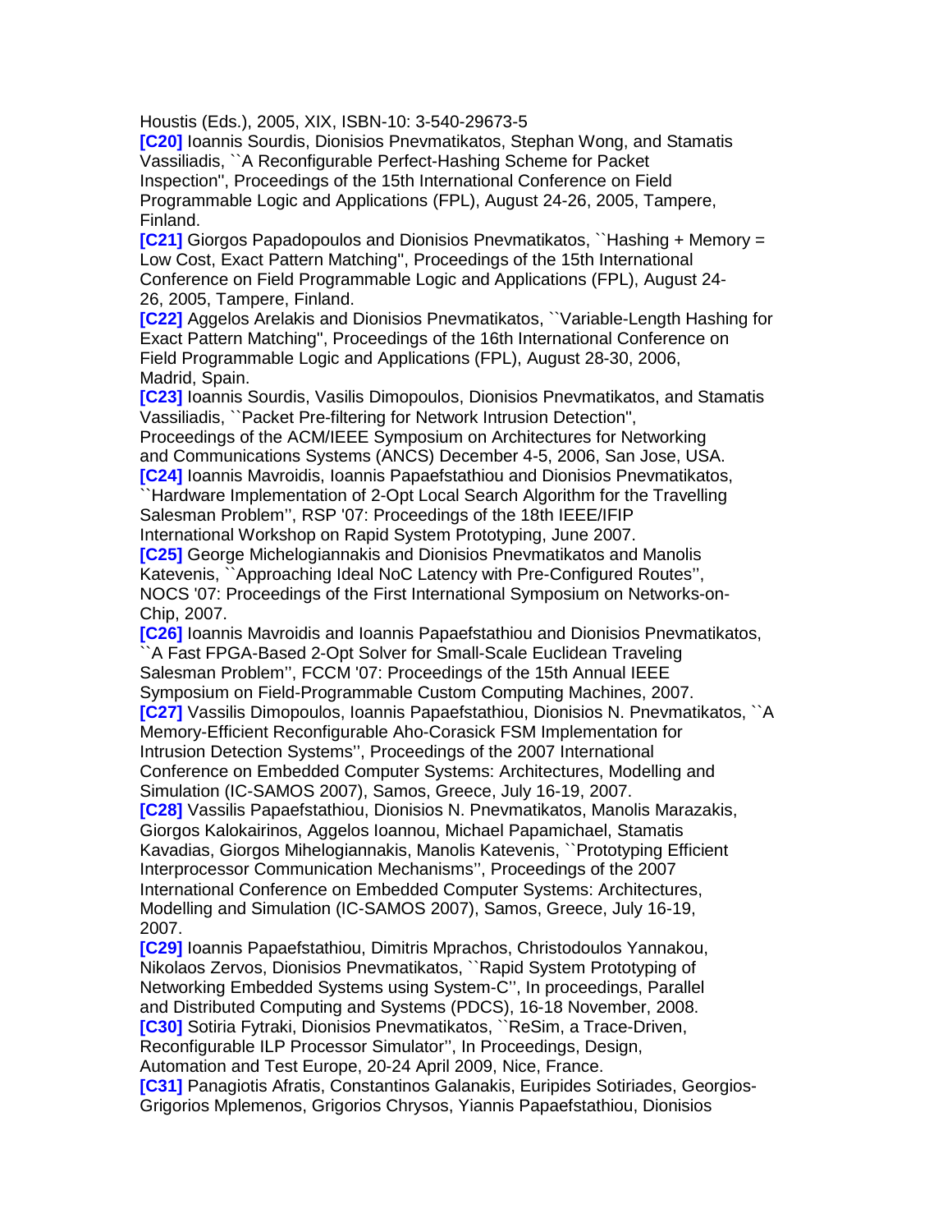Houstis (Eds.), 2005, XIX, ISBN-10: 3-540-29673-5

**[C20]** Ioannis Sourdis, Dionisios Pnevmatikatos, Stephan Wong, and Stamatis Vassiliadis, ``A Reconfigurable Perfect-Hashing Scheme for Packet Inspection'', Proceedings of the 15th International Conference on Field Programmable Logic and Applications (FPL), August 24-26, 2005, Tampere, Finland.

**[C21]** Giorgos Papadopoulos and Dionisios Pnevmatikatos, ``Hashing + Memory = Low Cost, Exact Pattern Matching'', Proceedings of the 15th International Conference on Field Programmable Logic and Applications (FPL), August 24-26, 2005, Tampere, Finland.

**[C22]** Aggelos Arelakis and Dionisios Pnevmatikatos, ``Variable-Length Hashing for Exact Pattern Matching'', Proceedings of the 16th International Conference on Field Programmable Logic and Applications (FPL), August 28-30, 2006, Madrid, Spain.

**[C23]** Ioannis Sourdis, Vasilis Dimopoulos, Dionisios Pnevmatikatos, and Stamatis Vassiliadis, ``Packet Pre-filtering for Network Intrusion Detection'', Proceedings of the ACM/IEEE Symposium on Architectures for Networking and Communications Systems (ANCS) December 4-5, 2006, San Jose, USA.

**[C24]** Ioannis Mavroidis, Ioannis Papaefstathiou and Dionisios Pnevmatikatos, ``Hardware Implementation of 2-Opt Local Search Algorithm for the Travelling Salesman Problem'', RSP '07: Proceedings of the 18th IEEE/IFIP International Workshop on Rapid System Prototyping, June 2007.

**[C25]** George Michelogiannakis and Dionisios Pnevmatikatos and Manolis Katevenis, ``Approaching Ideal NoC Latency with Pre-Configured Routes'', NOCS '07: Proceedings of the First International Symposium on Networks-on-Chip, 2007.

**[C26]** Ioannis Mavroidis and Ioannis Papaefstathiou and Dionisios Pnevmatikatos, ``A Fast FPGA-Based 2-Opt Solver for Small-Scale Euclidean Traveling Salesman Problem'', FCCM '07: Proceedings of the 15th Annual IEEE Symposium on Field-Programmable Custom Computing Machines, 2007.

**[C27]** Vassilis Dimopoulos, Ioannis Papaefstathiou, Dionisios N. Pnevmatikatos, ``A Memory-Efficient Reconfigurable Aho-Corasick FSM Implementation for Intrusion Detection Systems'', Proceedings of the 2007 International Conference on Embedded Computer Systems: Architectures, Modelling and Simulation (IC-SAMOS 2007), Samos, Greece, July 16-19, 2007.

**[C28]** Vassilis Papaefstathiou, Dionisios N. Pnevmatikatos, Manolis Marazakis, Giorgos Kalokairinos, Aggelos Ioannou, Michael Papamichael, Stamatis Kavadias, Giorgos Mihelogiannakis, Manolis Katevenis, ``Prototyping Efficient Interprocessor Communication Mechanisms'', Proceedings of the 2007 International Conference on Embedded Computer Systems: Architectures, Modelling and Simulation (IC-SAMOS 2007), Samos, Greece, July 16-19, 2007.

**[C29]** Ioannis Papaefstathiou, Dimitris Mprachos, Christodoulos Yannakou, Nikolaos Zervos, Dionisios Pnevmatikatos, ``Rapid System Prototyping of Networking Embedded Systems using System-C'', In proceedings, Parallel and Distributed Computing and Systems (PDCS), 16-18 November, 2008.

**[C30]** Sotiria Fytraki, Dionisios Pnevmatikatos, ``ReSim, a Trace-Driven, Reconfigurable ILP Processor Simulator'', In Proceedings, Design, Automation and Test Europe, 20-24 April 2009, Nice, France.

**[C31]** Panagiotis Afratis, Constantinos Galanakis, Euripides Sotiriades, Georgios-Grigorios Mplemenos, Grigorios Chrysos, Yiannis Papaefstathiou, Dionisios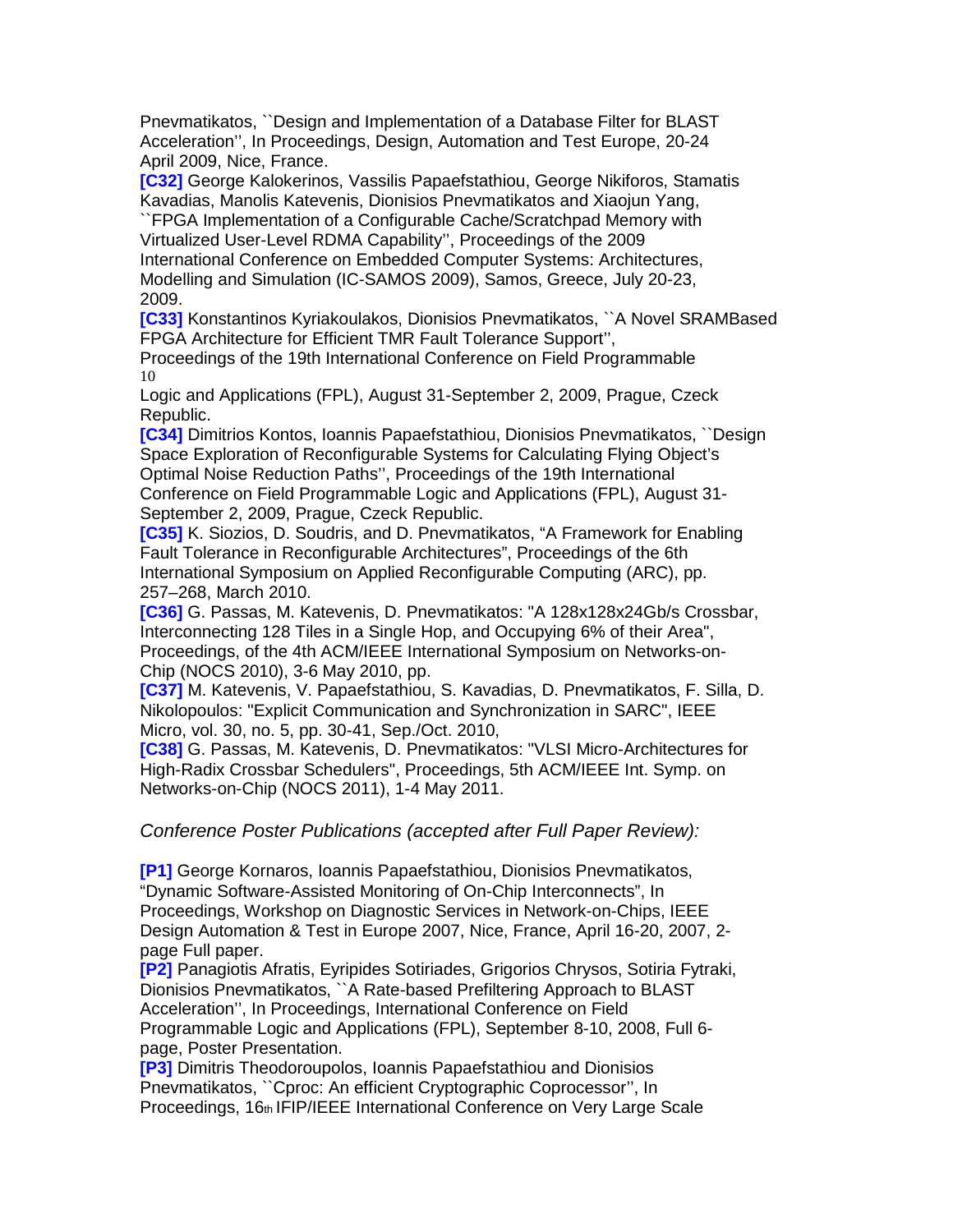Pnevmatikatos, ``Design and Implementation of a Database Filter for BLAST Acceleration'', In Proceedings, Design, Automation and Test Europe, 20-24 April 2009, Nice, France.

**[C32]** George Kalokerinos, Vassilis Papaefstathiou, George Nikiforos, Stamatis Kavadias, Manolis Katevenis, Dionisios Pnevmatikatos and Xiaojun Yang, ``FPGA Implementation of a Configurable Cache/Scratchpad Memory with Virtualized User-Level RDMA Capability'', Proceedings of the 2009 International Conference on Embedded Computer Systems: Architectures, Modelling and Simulation (IC-SAMOS 2009), Samos, Greece, July 20-23, 2009.

**[C33]** Konstantinos Kyriakoulakos, Dionisios Pnevmatikatos, ``A Novel SRAMBased FPGA Architecture for Efficient TMR Fault Tolerance Support'', Proceedings of the 19th International Conference on Field Programmable Logic and Applications (FPL), August 31-September 2, 2009, Prague, Czeck Republic.

**[C34]** Dimitrios Kontos, Ioannis Papaefstathiou, Dionisios Pnevmatikatos, ``Design Space Exploration of Reconfigurable Systems for Calculating Flying Object's Optimal Noise Reduction Paths'', Proceedings of the 19th International Conference on Field Programmable Logic and Applications (FPL), August 31-September 2, 2009, Prague, Czeck Republic.

**[C35]** K. Siozios, D. Soudris, and D. Pnevmatikatos, "A Framework for Enabling Fault Tolerance in Reconfigurable Architectures", Proceedings of the 6th International Symposium on Applied Reconfigurable Computing (ARC), pp. 257–268, March 2010.

**[C36]** G. Passas, M. Katevenis, D. Pnevmatikatos: "A 128x128x24Gb/s Crossbar, Interconnecting 128 Tiles in a Single Hop, and Occupying 6% of their Area", Proceedings, of the 4th ACM/IEEE International Symposium on Networks-on-Chip (NOCS 2010), 3-6 May 2010, pp.

**[C37]** M. Katevenis, V. Papaefstathiou, S. Kavadias, D. Pnevmatikatos, F. Silla, D. Nikolopoulos: "Explicit Communication and Synchronization in SARC", IEEE Micro, vol. 30, no. 5, pp. 30-41, Sep./Oct. 2010,

**[C38]** G. Passas, M. Katevenis, D. Pnevmatikatos: "VLSI Micro-Architectures for High-Radix Crossbar Schedulers", Proceedings, 5th ACM/IEEE Int. Symp. on Networks-on-Chip (NOCS 2011), 1-4 May 2011.

*Conference Poster Publications (accepted after Full Paper Review):*

**[P1]** George Kornaros, Ioannis Papaefstathiou, Dionisios Pnevmatikatos, "Dynamic Software-Assisted Monitoring of On-Chip Interconnects", In Proceedings, Workshop on Diagnostic Services in Network-on-Chips, IEEE Design Automation & Test in Europe 2007, Nice, France, April 16-20, 2007, 2-page Full paper.

**[P2]** Panagiotis Afratis, Eyripides Sotiriades, Grigorios Chrysos, Sotiria Fytraki, Dionisios Pnevmatikatos, ``A Rate-based Prefiltering Approach to BLAST Acceleration'', In Proceedings, International Conference on Field Programmable Logic and Applications (FPL), September 8-10, 2008, Full 6-page, Poster Presentation.

**[P3]** Dimitris Theodoroupolos, Ioannis Papaefstathiou and Dionisios Pnevmatikatos, ``Cproc: An efficient Cryptographic Coprocessor'', In Proceedings, 16th IFIP/IEEE International Conference on Very Large Scale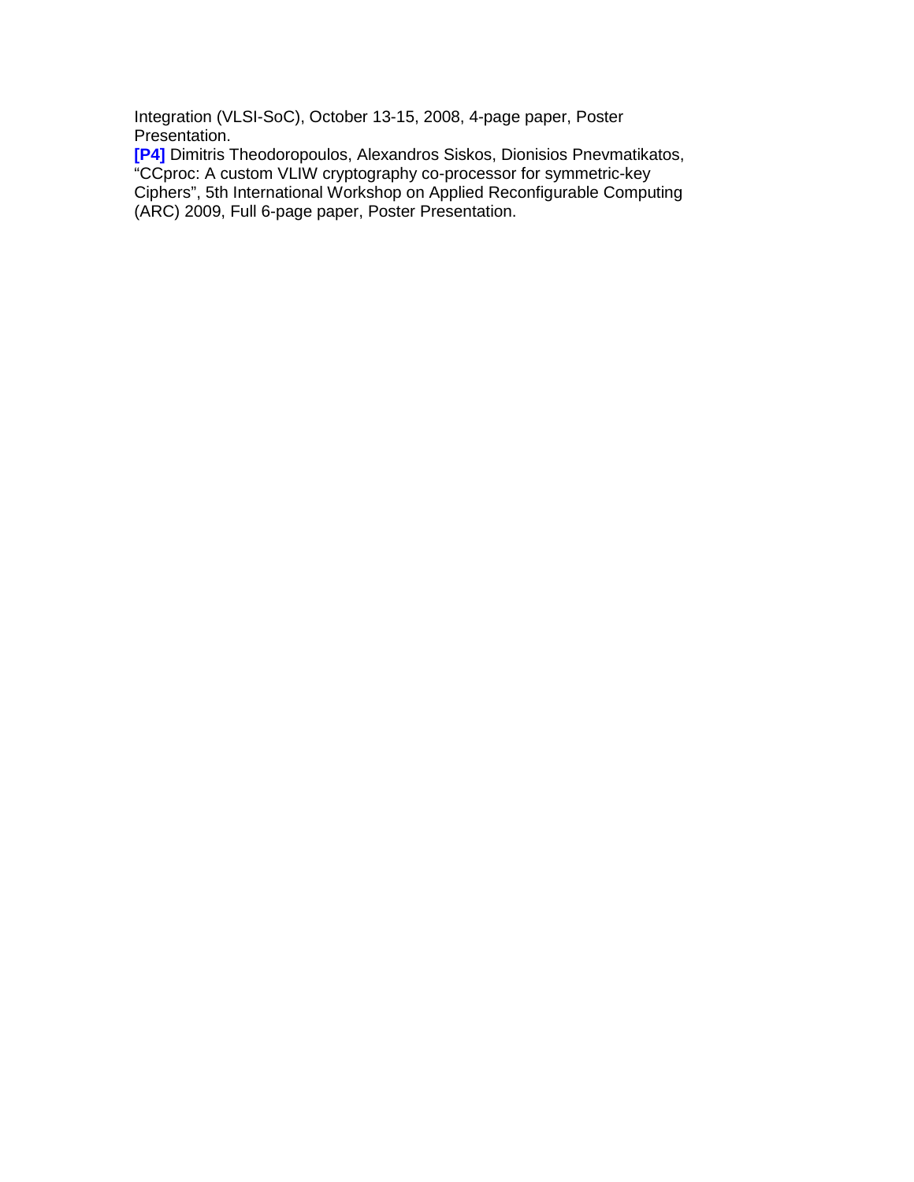Integration (VLSI-SoC), October 13-15, 2008, 4-page paper, Poster Presentation.

**[P4]** Dimitris Theodoropoulos, Alexandros Siskos, Dionisios Pnevmatikatos, "CCproc: A custom VLIW cryptography co-processor for symmetric-key Ciphers", 5th International Workshop on Applied Reconfigurable Computing (ARC) 2009, Full 6-page paper, Poster Presentation.